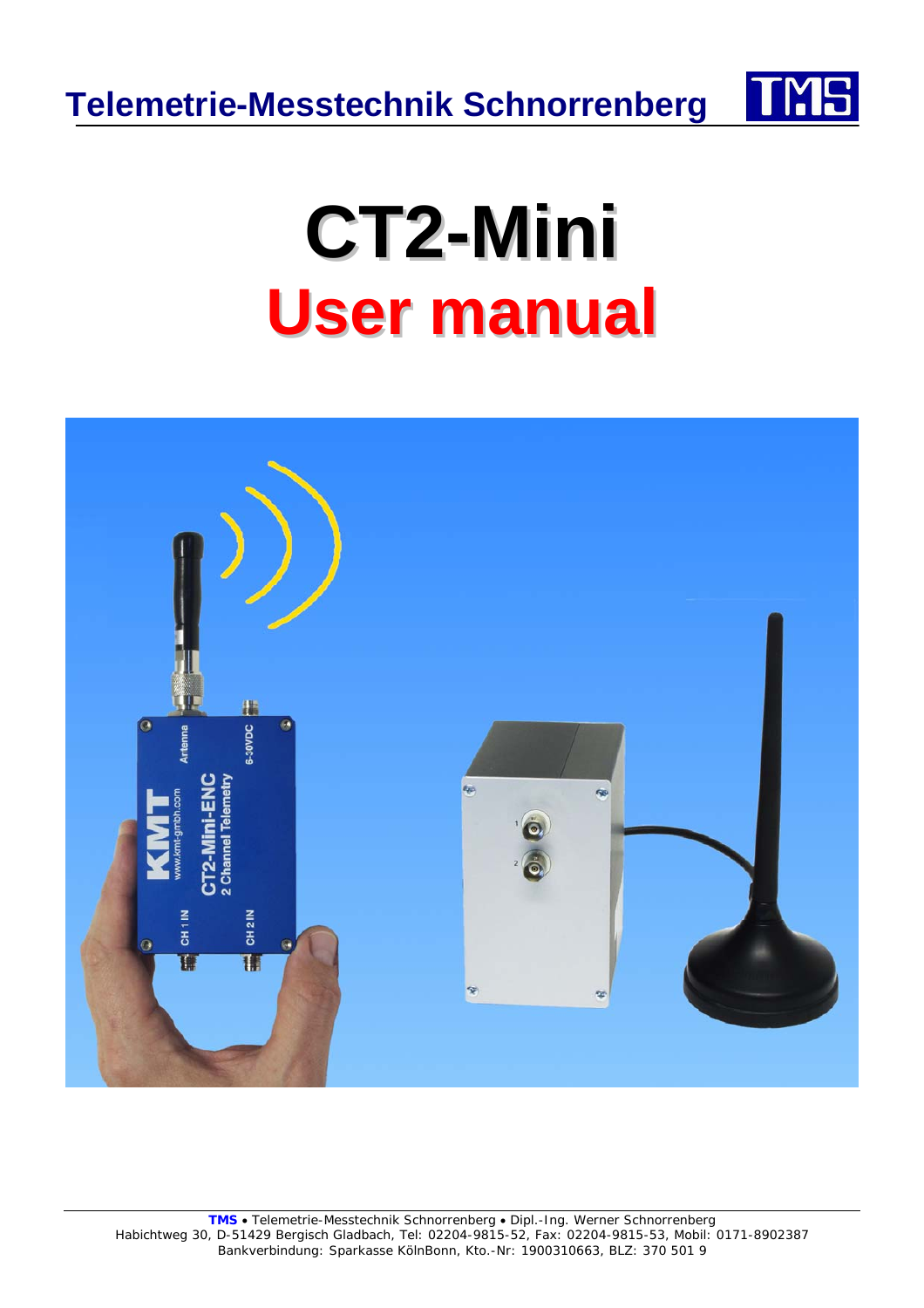Telemetrie-Messtechnik Schnorrenberg

# CT2-Mini

# User manual

**TMS** • Telemetrie-Messtechnik Schnorrenberg • Dipl.-Ing. Werner Schnorrenberg
Habichtweg 30, D-51429 Bergisch Gladbach, Tel: 02204-9815-52, Fax: 02204-9815-53, Mobil: 0171-8902387
Bankverbindung: Sparkasse KölnBonn, Kto.-Nr: 1900310663, BLZ: 370 501 9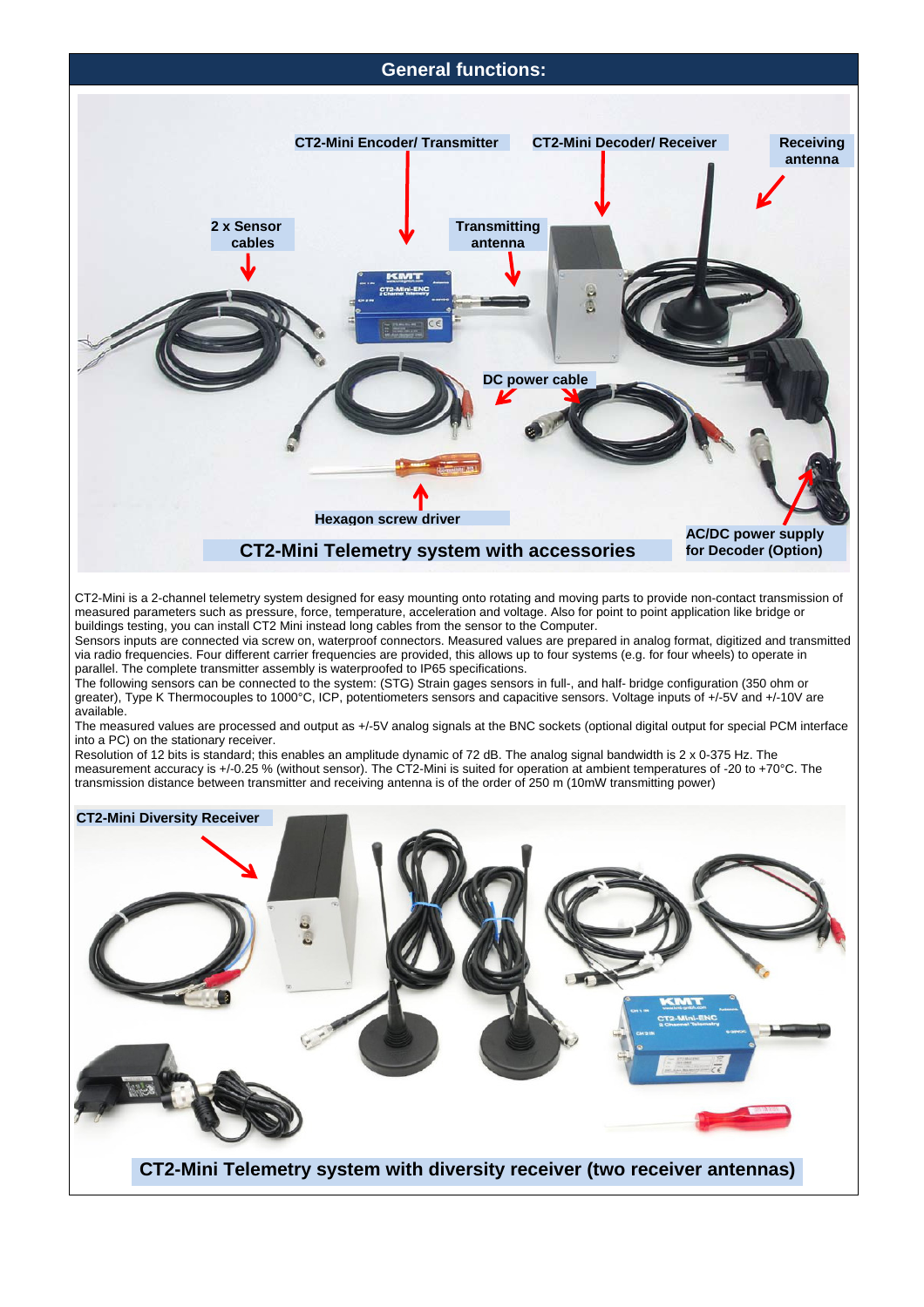## General functions:

CT2-Mini Encoder/ Transmitter

CT2-Mini Decoder/ Receiver

Receiving antenna

2 x Sensor cables

Transmitting antenna

DC power cable

Hexagon screw driver

AC/DC power supply for Decoder (Option)

**CT2-Mini Telemetry system with accessories**

CT2-Mini is a 2-channel telemetry system designed for easy mounting onto rotating and moving parts to provide non-contact transmission of measured parameters such as pressure, force, temperature, acceleration and voltage. Also for point to point application like bridge or buildings testing, you can install CT2 Mini instead long cables from the sensor to the Computer.

Sensors inputs are connected via screw on, waterproof connectors. Measured values are prepared in analog format, digitized and transmitted via radio frequencies. Four different carrier frequencies are provided, this allows up to four systems (e.g. for four wheels) to operate in parallel. The complete transmitter assembly is waterproofed to IP65 specifications.

The following sensors can be connected to the system: (STG) Strain gages sensors in full-, and half- bridge configuration (350 ohm or greater), Type K Thermocouples to 1000°C, ICP, potentiometers sensors and capacitive sensors. Voltage inputs of +/-5V and +/-10V are available.

The measured values are processed and output as +/-5V analog signals at the BNC sockets (optional digital output for special PCM interface into a PC) on the stationary receiver.

Resolution of 12 bits is standard; this enables an amplitude dynamic of 72 dB. The analog signal bandwidth is 2 x 0-375 Hz. The measurement accuracy is +/-0.25 % (without sensor). The CT2-Mini is suited for operation at ambient temperatures of -20 to +70°C. The transmission distance between transmitter and receiving antenna is of the order of 250 m (10mW transmitting power)

CT2-Mini Diversity Receiver

**CT2-Mini Telemetry system with diversity receiver (two receiver antennas)**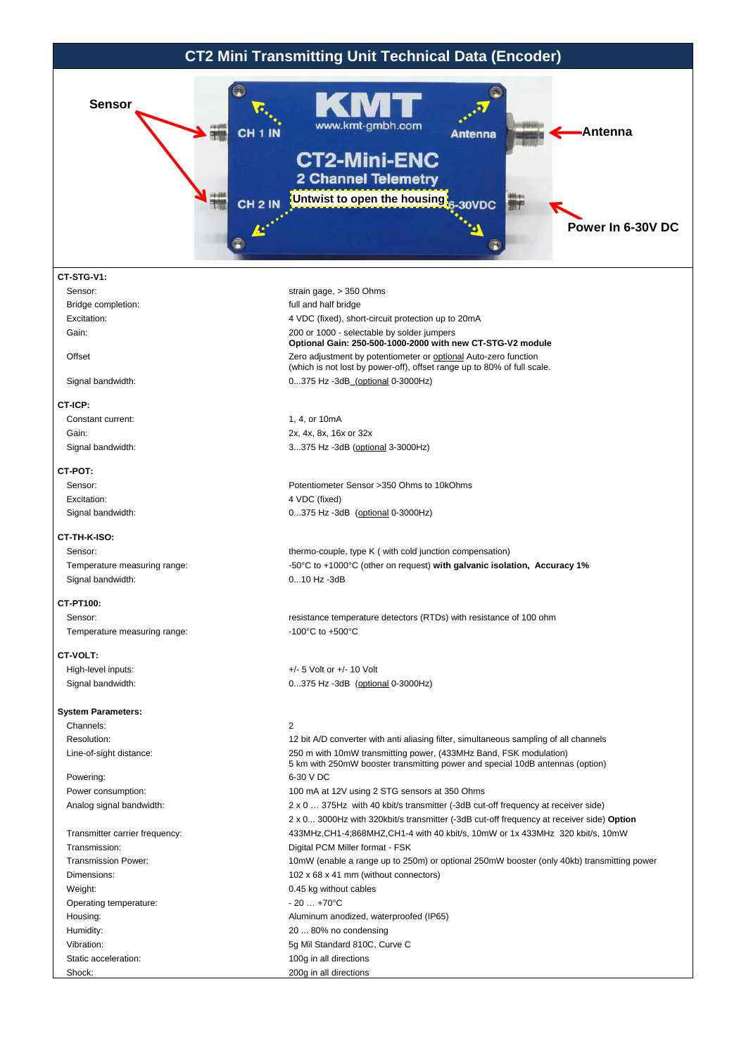# CT2 Mini Transmitting Unit Technical Data (Encoder)

Sensor

Antenna

Power In 6-30V DC

### CT-STG-V1:

| | |
|---|---|
| Sensor: | strain gage, > 350 Ohms |
| Bridge completion: | full and half bridge |
| Excitation: | 4 VDC (fixed), short-circuit protection up to 20mA |
| Gain: | 200 or 1000 - selectable by solder jumpers<br>**Optional Gain: 250-500-1000-2000 with new CT-STG-V2 module** |
| Offset | Zero adjustment by potentiometer or optional Auto-zero function<br>(which is not lost by power-off), offset range up to 80% of full scale. |
| Signal bandwidth: | 0...375 Hz -3dB (optional 0-3000Hz) |

### CT-ICP:

| | |
|---|---|
| Constant current: | 1, 4, or 10mA |
| Gain: | 2x, 4x, 8x, 16x or 32x |
| Signal bandwidth: | 3...375 Hz -3dB (optional 3-3000Hz) |

### CT-POT:

| | |
|---|---|
| Sensor: | Potentiometer Sensor >350 Ohms to 10kOhms |
| Excitation: | 4 VDC (fixed) |
| Signal bandwidth: | 0...375 Hz -3dB (optional 0-3000Hz) |

### CT-TH-K-ISO:

| | |
|---|---|
| Sensor: | thermo-couple, type K ( with cold junction compensation) |
| Temperature measuring range: | -50°C to +1000°C (other on request) **with galvanic isolation, Accuracy 1%** |
| Signal bandwidth: | 0...10 Hz -3dB |

### CT-PT100:

| | |
|---|---|
| Sensor: | resistance temperature detectors (RTDs) with resistance of 100 ohm |
| Temperature measuring range: | -100°C to +500°C |

### CT-VOLT:

| | |
|---|---|
| High-level inputs: | +/- 5 Volt or +/- 10 Volt |
| Signal bandwidth: | 0...375 Hz -3dB (optional 0-3000Hz) |

### System Parameters:

| | |
|---|---|
| Channels: | 2 |
| Resolution: | 12 bit A/D converter with anti aliasing filter, simultaneous sampling of all channels |
| Line-of-sight distance: | 250 m with 10mW transmitting power, (433MHz Band, FSK modulation)<br>5 km with 250mW booster transmitting power and special 10dB antennas (option) |
| Powering: | 6-30 V DC |
| Power consumption: | 100 mA at 12V using 2 STG sensors at 350 Ohms |
| Analog signal bandwidth: | 2 x 0 ... 375Hz with 40 kbit/s transmitter (-3dB cut-off frequency at receiver side)<br>2 x 0... 3000Hz with 320kbit/s transmitter (-3dB cut-off frequency at receiver side) **Option** |
| Transmitter carrier frequency: | 433MHz,CH1-4;868MHZ,CH1-4 with 40 kbit/s, 10mW or 1x 433MHz 320 kbit/s, 10mW |
| Transmission: | Digital PCM Miller format - FSK |
| Transmission Power: | 10mW (enable a range up to 250m) or optional 250mW booster (only 40kb) transmitting power |
| Dimensions: | 102 x 68 x 41 mm (without connectors) |
| Weight: | 0.45 kg without cables |
| Operating temperature: | - 20 … +70°C |
| Housing: | Aluminum anodized, waterproofed (IP65) |
| Humidity: | 20 ... 80% no condensing |
| Vibration: | 5g Mil Standard 810C, Curve C |
| Static acceleration: | 100g in all directions |
| Shock: | 200g in all directions |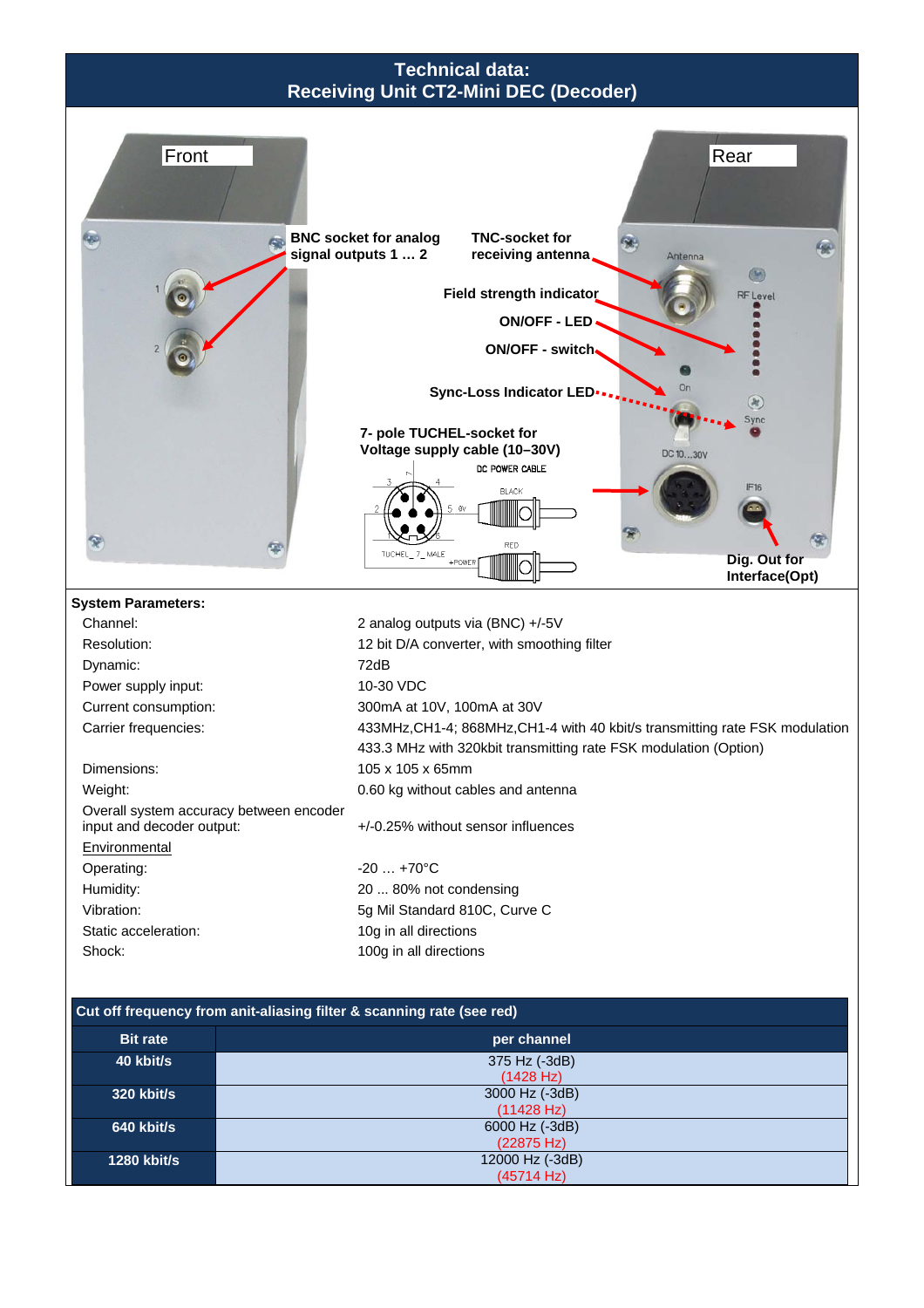# Technical data: Receiving Unit CT2-Mini DEC (Decoder)

Front

Rear

**BNC socket for analog signal outputs 1 … 2**

**TNC-socket for receiving antenna**

**Field strength indicator**

**ON/OFF - LED**

**ON/OFF - switch**

**Sync-Loss Indicator LED**

**7- pole TUCHEL-socket for Voltage supply cable (10–30V)**

**Dig. Out for Interface(Opt)**

**System Parameters:**

| | |
|---|---|
| Channel: | 2 analog outputs via (BNC) +/-5V |
| Resolution: | 12 bit D/A converter, with smoothing filter |
| Dynamic: | 72dB |
| Power supply input: | 10-30 VDC |
| Current consumption: | 300mA at 10V, 100mA at 30V |
| Carrier frequencies: | 433MHz,CH1-4; 868MHz,CH1-4 with 40 kbit/s transmitting rate FSK modulation<br>433.3 MHz with 320kbit transmitting rate FSK modulation (Option) |
| Dimensions: | 105 x 105 x 65mm |
| Weight: | 0.60 kg without cables and antenna |
| Overall system accuracy between encoder input and decoder output: | +/-0.25% without sensor influences |
| Environmental | |
| Operating: | -20 … +70°C |
| Humidity: | 20 ... 80% not condensing |
| Vibration: | 5g Mil Standard 810C, Curve C |
| Static acceleration: | 10g in all directions |
| Shock: | 100g in all directions |

**Cut off frequency from anit-aliasing filter & scanning rate (see red)**

| Bit rate | per channel |
|---|---|
| 40 kbit/s | 375 Hz (-3dB)<br>(1428 Hz) |
| 320 kbit/s | 3000 Hz (-3dB)<br>(11428 Hz) |
| 640 kbit/s | 6000 Hz (-3dB)<br>(22875 Hz) |
| 1280 kbit/s | 12000 Hz (-3dB)<br>(45714 Hz) |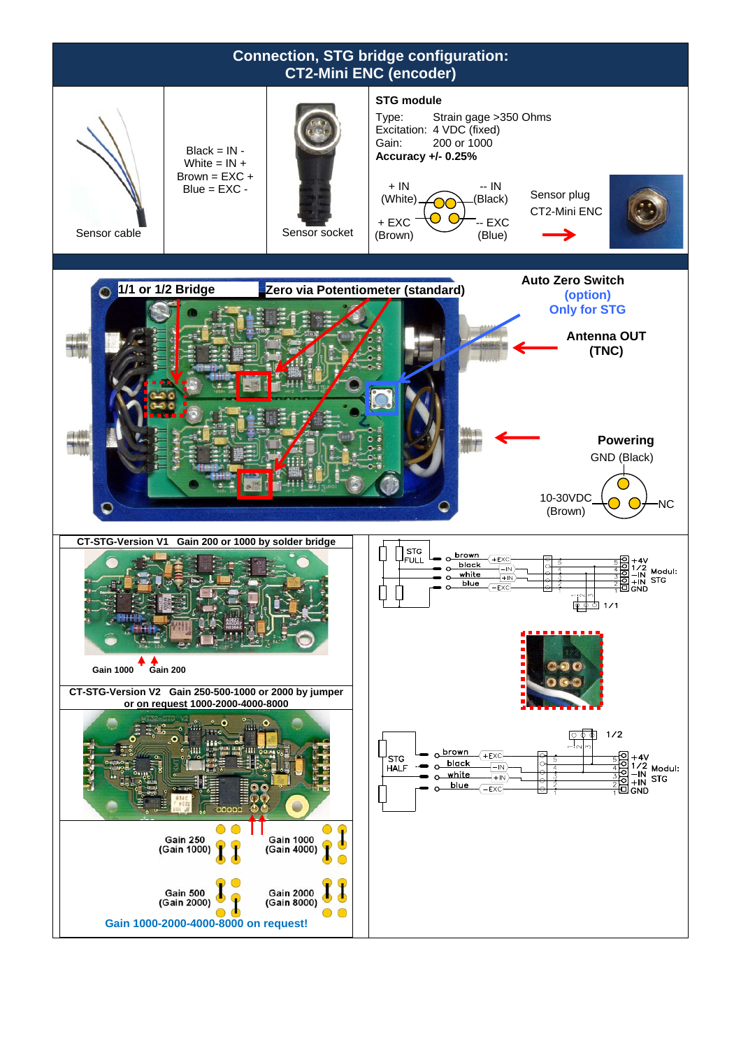# Connection, STG bridge configuration:
# CT2-Mini ENC (encoder)

Sensor cable

Black = IN -
White = IN +
Brown = EXC +
Blue = EXC -

Sensor socket

**STG module**

Type: Strain gage >350 Ohms
Excitation: 4 VDC (fixed)
Gain: 200 or 1000
**Accuracy +/- 0.25%**

+ IN (White) -- IN (Black)
+ EXC (Brown) -- EXC (Blue)

Sensor plug
CT2-Mini ENC

**1/1 or 1/2 Bridge**

**Zero via Potentiometer (standard)**

**Auto Zero Switch**
**(option)**
**Only for STG**

**Antenna OUT**
**(TNC)**

**Powering**
GND (Black)

10-30VDC (Brown)

NC

**CT-STG-Version V1 Gain 200 or 1000 by solder bridge**

Gain 1000 Gain 200

STG FULL — brown +EXC, black −IN, white +IN, blue −EXC — +4V, 1/2, −IN, +IN, GND — Modul: STG — 1/1

**CT-STG-Version V2 Gain 250-500-1000 or 2000 by jumper or on request 1000-2000-4000-8000**

STG HALF — brown +EXC, black −IN, white +IN, blue −EXC — +4V, 1/2, −IN, +IN, GND — Modul: STG — 1/2

Gain 250 (Gain 1000)

Gain 1000 (Gain 4000)

Gain 500 (Gain 2000)

Gain 2000 (Gain 8000)

**Gain 1000-2000-4000-8000 on request!**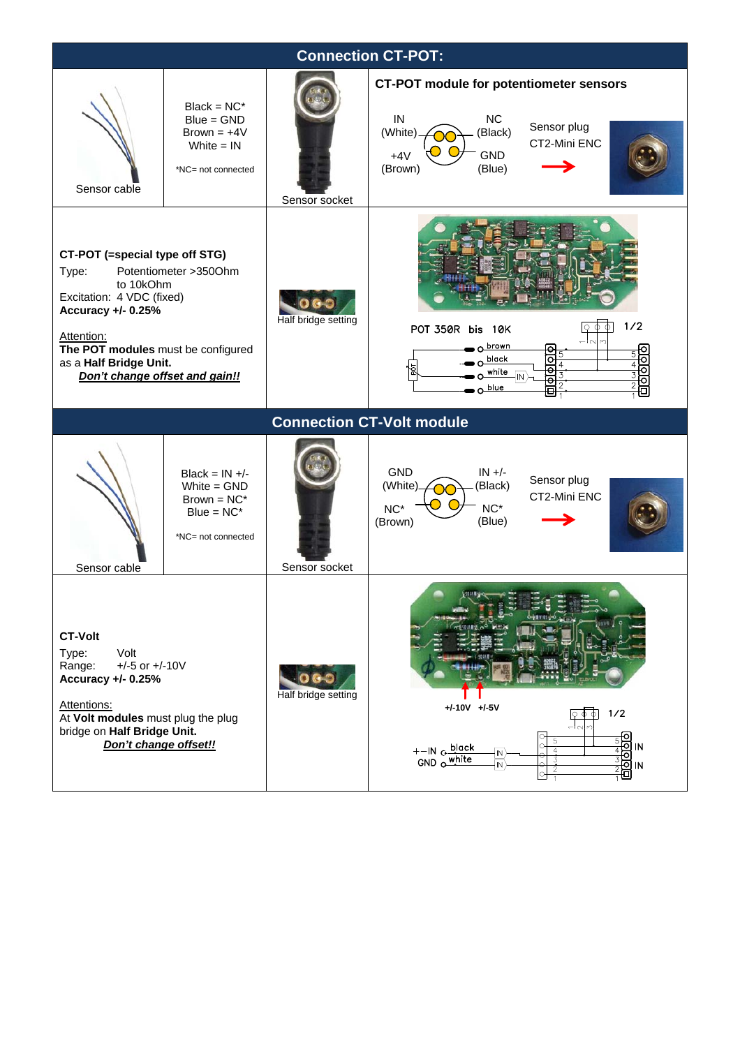## Connection CT-POT:

| Sensor cable | Black = NC*<br>Blue = GND<br>Brown = +4V<br>White = IN<br><br>*NC= not connected | Sensor socket | **CT-POT module for potentiometer sensors**<br><br>IN (White) — NC (Black)<br>+4V (Brown) — GND (Blue)<br><br>Sensor plug CT2-Mini ENC |
|---|---|---|---|
| **CT-POT (=special type off STG)**<br>Type: Potentiometer >350Ohm to 10kOhm<br>Excitation: 4 VDC (fixed)<br>**Accuracy +/- 0.25%**<br><br>Attention:<br>**The POT modules** must be configured as a **Half Bridge Unit.**<br>***Don't change offset and gain!!*** | | Half bridge setting | POT 350R bis 10K &nbsp; 1/2<br>brown, black, white, blue<br>POT, IN |

## Connection CT-Volt module

| Sensor cable | Black = IN +/-<br>White = GND<br>Brown = NC*<br>Blue = NC*<br><br>*NC= not connected | Sensor socket | GND (White) — IN +/- (Black)<br>NC* (Brown) — NC* (Blue)<br><br>Sensor plug CT2-Mini ENC |
|---|---|---|---|
| **CT-Volt**<br>Type: Volt<br>Range: +/-5 or +/-10V<br>**Accuracy +/- 0.25%**<br><br>Attentions:<br>At **Volt modules** must plug the plug bridge on **Half Bridge Unit.**<br>***Don't change offset!!*** | | Half bridge setting | +/-10V &nbsp; +/-5V<br>1/2<br>+−IN black<br>GND white<br>IN, IN |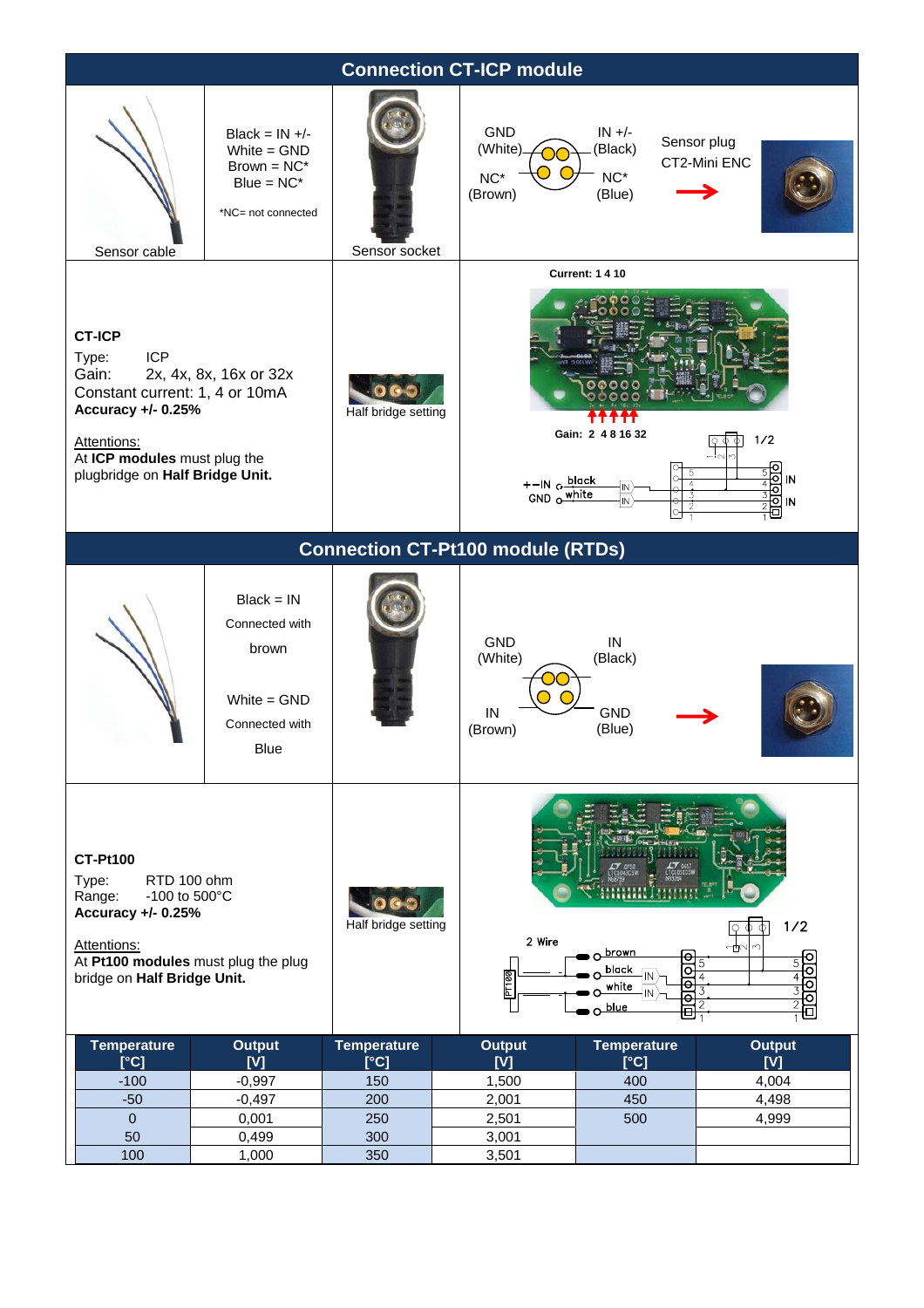## Connection CT-ICP module

| Sensor cable | Black = IN +/-<br>White = GND<br>Brown = NC*<br>Blue = NC*<br>*NC= not connected | Sensor socket | GND (White), IN +/- (Black), NC* (Brown), NC* (Blue) — Sensor plug CT2-Mini ENC |
|---|---|---|---|

**CT-ICP**

Type: ICP
Gain: 2x, 4x, 8x, 16x or 32x
Constant current: 1, 4 or 10mA
**Accuracy +/- 0.25%**

Attentions:
At **ICP modules** must plug the plugbridge on **Half Bridge Unit.**

Half bridge setting

Current: 1 4 10

Gain: 2 4 8 16 32

1/2

+−IN black IN
GND white IN

## Connection CT-Pt100 module (RTDs)

| | Black = IN<br>Connected with<br>brown<br><br>White = GND<br>Connected with<br>Blue | | GND (White), IN (Black), IN (Brown), GND (Blue) |
|---|---|---|---|

**CT-Pt100**

Type: RTD 100 ohm
Range: -100 to 500°C
**Accuracy +/- 0.25%**

Attentions:
At **Pt100 modules** must plug the plug bridge on **Half Bridge Unit.**

Half bridge setting

1/2

2 Wire: brown, black, white, blue — Pt100

| Temperature [°C] | Output [V] | Temperature [°C] | Output [V] | Temperature [°C] | Output [V] |
|---|---|---|---|---|---|
| -100 | -0,997 | 150 | 1,500 | 400 | 4,004 |
| -50 | -0,497 | 200 | 2,001 | 450 | 4,498 |
| 0 | 0,001 | 250 | 2,501 | 500 | 4,999 |
| 50 | 0,499 | 300 | 3,001 | | |
| 100 | 1,000 | 350 | 3,501 | | |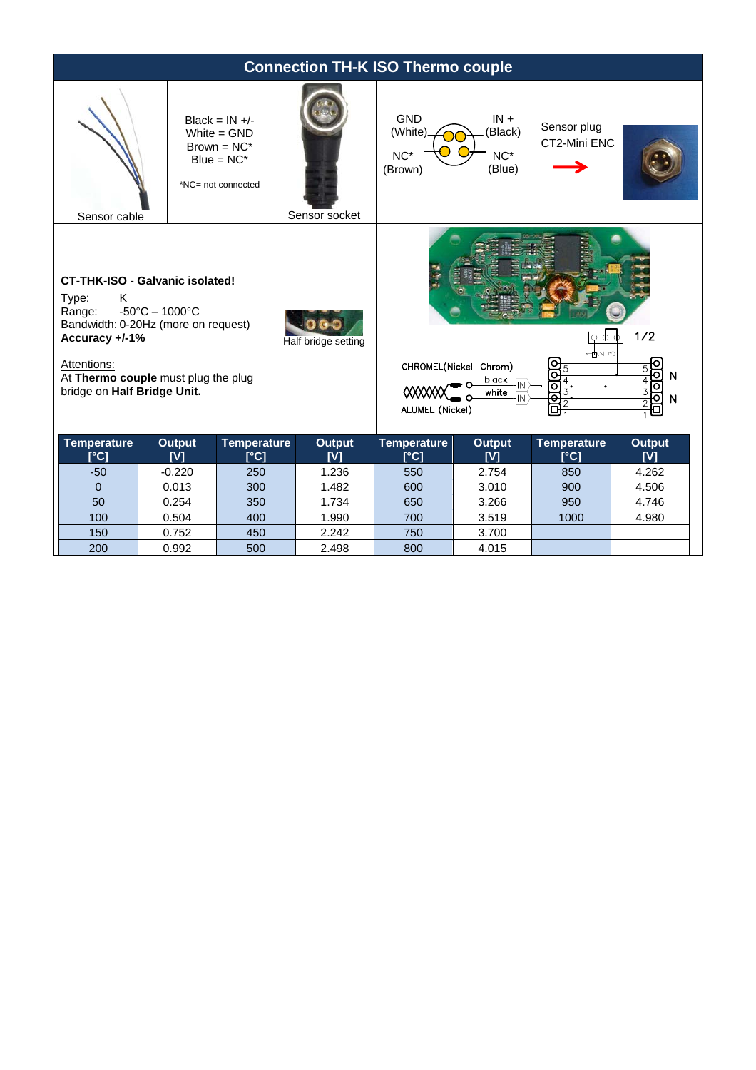## Connection TH-K ISO Thermo couple

Sensor cable

Black = IN +/-
White = GND
Brown = NC*
Blue = NC*

*NC= not connected

Sensor socket

GND (White)
IN + (Black)
NC* (Brown)
NC* (Blue)

Sensor plug CT2-Mini ENC

**CT-THK-ISO - Galvanic isolated!**

Type: K
Range: -50°C – 1000°C
Bandwidth: 0-20Hz (more on request)
**Accuracy +/-1%**

Attentions:
At **Thermo couple** must plug the plug bridge on **Half Bridge Unit.**

Half bridge setting

CHROMEL(Nickel–Chrom)
black
white
ALUMEL (Nickel)
IN
IN
1/2

| Temperature [°C] | Output [V] | Temperature [°C] | Output [V] | Temperature [°C] | Output [V] | Temperature [°C] | Output [V] |
|---|---|---|---|---|---|---|---|
| -50 | -0.220 | 250 | 1.236 | 550 | 2.754 | 850 | 4.262 |
| 0 | 0.013 | 300 | 1.482 | 600 | 3.010 | 900 | 4.506 |
| 50 | 0.254 | 350 | 1.734 | 650 | 3.266 | 950 | 4.746 |
| 100 | 0.504 | 400 | 1.990 | 700 | 3.519 | 1000 | 4.980 |
| 150 | 0.752 | 450 | 2.242 | 750 | 3.700 | | |
| 200 | 0.992 | 500 | 2.498 | 800 | 4.015 | | |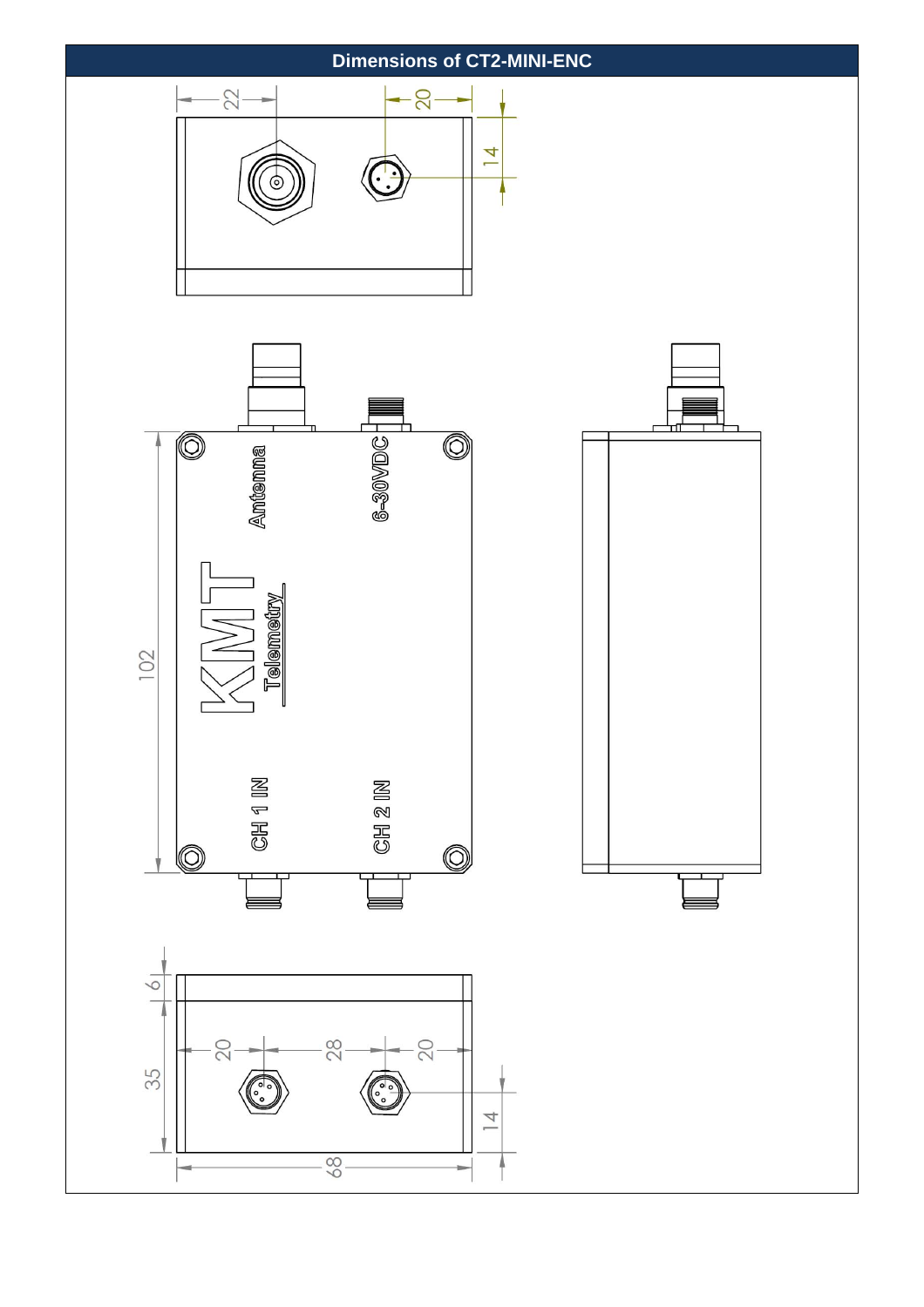## Dimensions of CT2-MINI-ENC

22
20
14

Antenna
6-30VDC

KMT
Telemetry

102

CH 1 IN
CH 2 IN

6
35
20
28
20
14
68